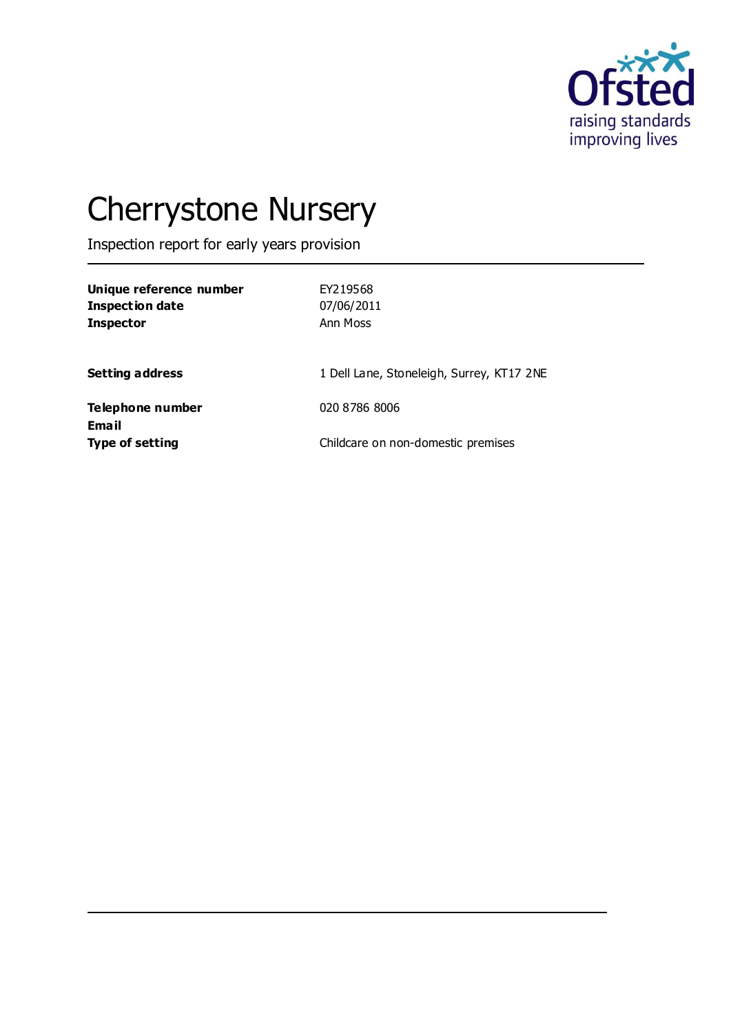# Cherrystone Nursery

Inspection report for early years provision

| | |
|---|---|
| **Unique reference number** | EY219568 |
| **Inspection date** | 07/06/2011 |
| **Inspector** | Ann Moss |
| | |
| **Setting address** | 1 Dell Lane, Stoneleigh, Surrey, KT17 2NE |
| | |
| **Telephone number** | 020 8786 8006 |
| **Email** | |
| **Type of setting** | Childcare on non-domestic premises |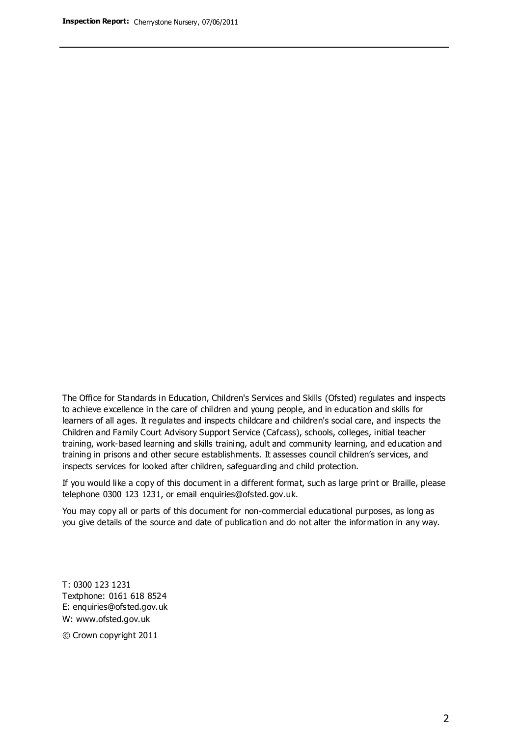The Office for Standards in Education, Children's Services and Skills (Ofsted) regulates and inspects to achieve excellence in the care of children and young people, and in education and skills for learners of all ages. It regulates and inspects childcare and children's social care, and inspects the Children and Family Court Advisory Support Service (Cafcass), schools, colleges, initial teacher training, work-based learning and skills training, adult and community learning, and education and training in prisons and other secure establishments. It assesses council children's services, and inspects services for looked after children, safeguarding and child protection.

If you would like a copy of this document in a different format, such as large print or Braille, please telephone 0300 123 1231, or email enquiries@ofsted.gov.uk.

You may copy all or parts of this document for non-commercial educational purposes, as long as you give details of the source and date of publication and do not alter the information in any way.

T: 0300 123 1231
Textphone: 0161 618 8524
E: enquiries@ofsted.gov.uk
W: www.ofsted.gov.uk

© Crown copyright 2011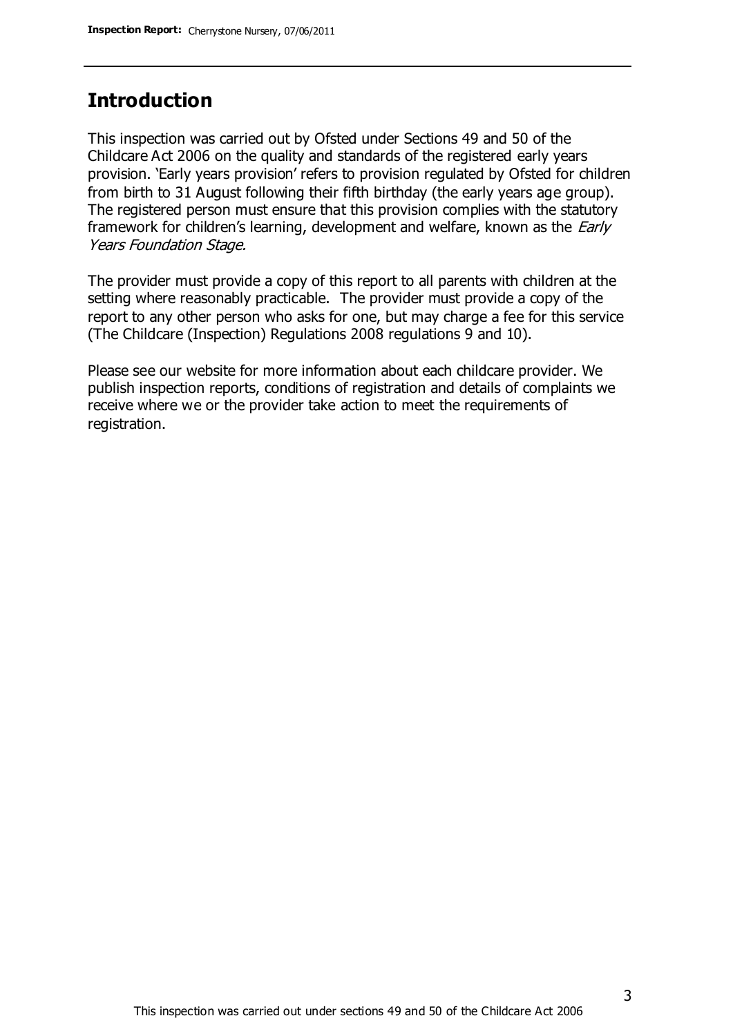## Introduction

This inspection was carried out by Ofsted under Sections 49 and 50 of the Childcare Act 2006 on the quality and standards of the registered early years provision. 'Early years provision' refers to provision regulated by Ofsted for children from birth to 31 August following their fifth birthday (the early years age group). The registered person must ensure that this provision complies with the statutory framework for children's learning, development and welfare, known as the *Early Years Foundation Stage.*

The provider must provide a copy of this report to all parents with children at the setting where reasonably practicable. The provider must provide a copy of the report to any other person who asks for one, but may charge a fee for this service (The Childcare (Inspection) Regulations 2008 regulations 9 and 10).

Please see our website for more information about each childcare provider. We publish inspection reports, conditions of registration and details of complaints we receive where we or the provider take action to meet the requirements of registration.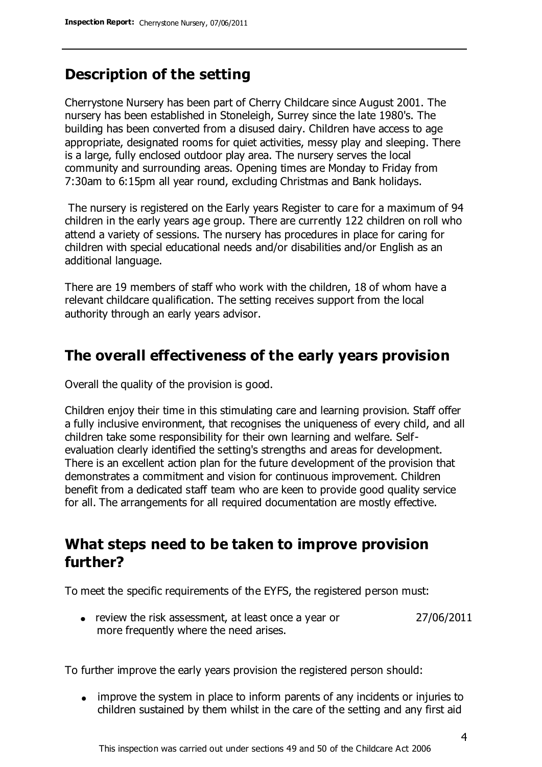## Description of the setting

Cherrystone Nursery has been part of Cherry Childcare since August 2001. The nursery has been established in Stoneleigh, Surrey since the late 1980's. The building has been converted from a disused dairy. Children have access to age appropriate, designated rooms for quiet activities, messy play and sleeping. There is a large, fully enclosed outdoor play area. The nursery serves the local community and surrounding areas. Opening times are Monday to Friday from 7:30am to 6:15pm all year round, excluding Christmas and Bank holidays.

The nursery is registered on the Early years Register to care for a maximum of 94 children in the early years age group. There are currently 122 children on roll who attend a variety of sessions. The nursery has procedures in place for caring for children with special educational needs and/or disabilities and/or English as an additional language.

There are 19 members of staff who work with the children, 18 of whom have a relevant childcare qualification. The setting receives support from the local authority through an early years advisor.

## The overall effectiveness of the early years provision

Overall the quality of the provision is good.

Children enjoy their time in this stimulating care and learning provision. Staff offer a fully inclusive environment, that recognises the uniqueness of every child, and all children take some responsibility for their own learning and welfare. Self-evaluation clearly identified the setting's strengths and areas for development. There is an excellent action plan for the future development of the provision that demonstrates a commitment and vision for continuous improvement. Children benefit from a dedicated staff team who are keen to provide good quality service for all. The arrangements for all required documentation are mostly effective.

## What steps need to be taken to improve provision further?

To meet the specific requirements of the EYFS, the registered person must:

- review the risk assessment, at least once a year or more frequently where the need arises. 27/06/2011

To further improve the early years provision the registered person should:

- improve the system in place to inform parents of any incidents or injuries to children sustained by them whilst in the care of the setting and any first aid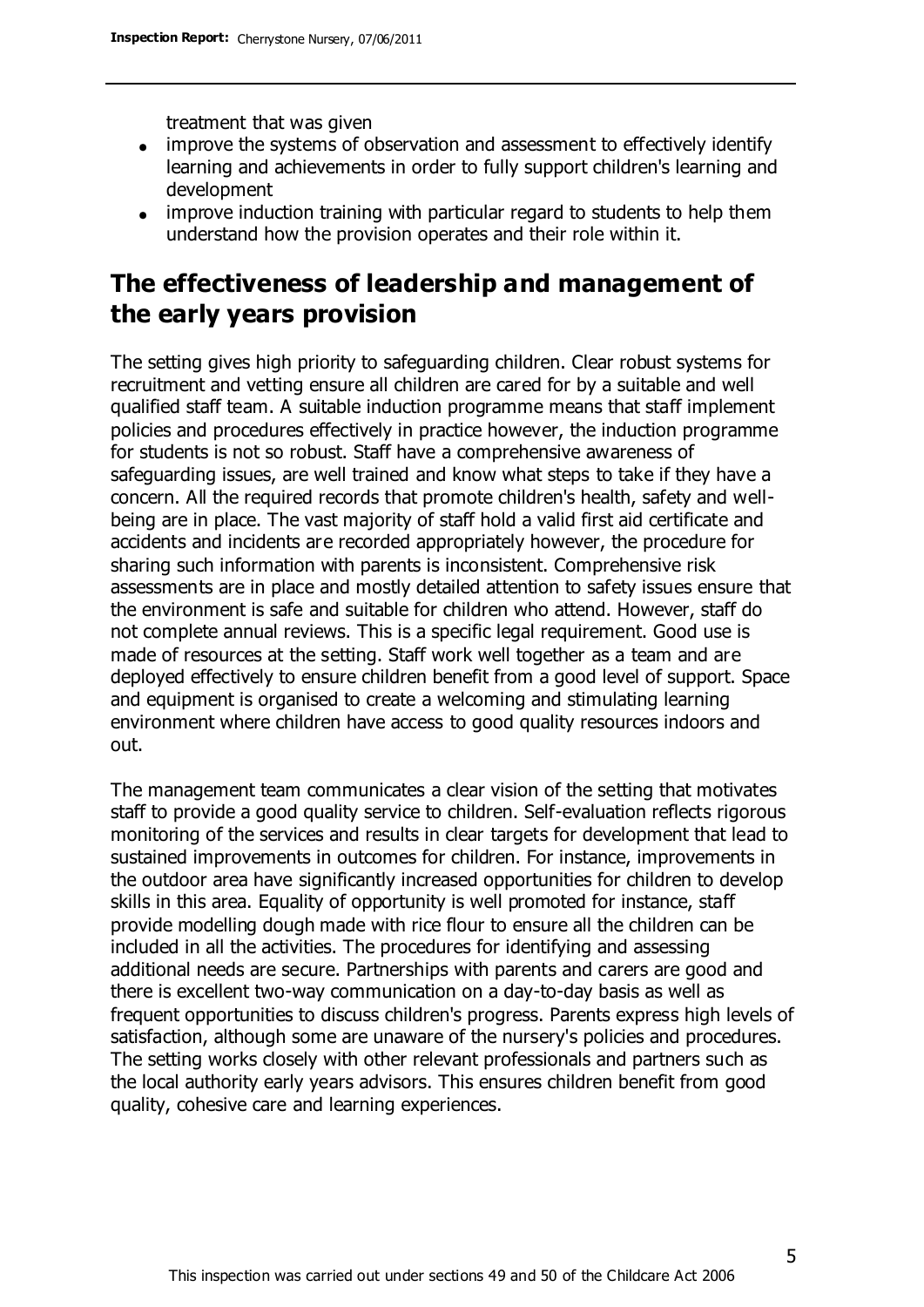treatment that was given

- improve the systems of observation and assessment to effectively identify learning and achievements in order to fully support children's learning and development
- improve induction training with particular regard to students to help them understand how the provision operates and their role within it.

## The effectiveness of leadership and management of the early years provision

The setting gives high priority to safeguarding children. Clear robust systems for recruitment and vetting ensure all children are cared for by a suitable and well qualified staff team. A suitable induction programme means that staff implement policies and procedures effectively in practice however, the induction programme for students is not so robust. Staff have a comprehensive awareness of safeguarding issues, are well trained and know what steps to take if they have a concern. All the required records that promote children's health, safety and well-being are in place. The vast majority of staff hold a valid first aid certificate and accidents and incidents are recorded appropriately however, the procedure for sharing such information with parents is inconsistent. Comprehensive risk assessments are in place and mostly detailed attention to safety issues ensure that the environment is safe and suitable for children who attend. However, staff do not complete annual reviews. This is a specific legal requirement. Good use is made of resources at the setting. Staff work well together as a team and are deployed effectively to ensure children benefit from a good level of support. Space and equipment is organised to create a welcoming and stimulating learning environment where children have access to good quality resources indoors and out.

The management team communicates a clear vision of the setting that motivates staff to provide a good quality service to children. Self-evaluation reflects rigorous monitoring of the services and results in clear targets for development that lead to sustained improvements in outcomes for children. For instance, improvements in the outdoor area have significantly increased opportunities for children to develop skills in this area. Equality of opportunity is well promoted for instance, staff provide modelling dough made with rice flour to ensure all the children can be included in all the activities. The procedures for identifying and assessing additional needs are secure. Partnerships with parents and carers are good and there is excellent two-way communication on a day-to-day basis as well as frequent opportunities to discuss children's progress. Parents express high levels of satisfaction, although some are unaware of the nursery's policies and procedures. The setting works closely with other relevant professionals and partners such as the local authority early years advisors. This ensures children benefit from good quality, cohesive care and learning experiences.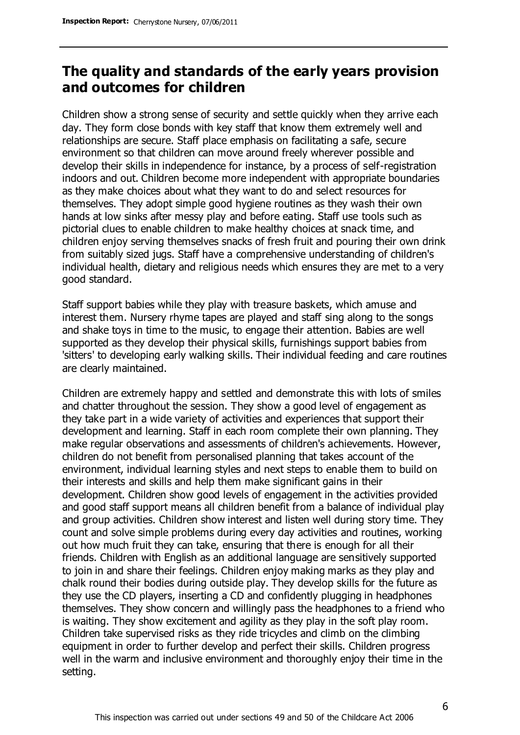## The quality and standards of the early years provision and outcomes for children

Children show a strong sense of security and settle quickly when they arrive each day. They form close bonds with key staff that know them extremely well and relationships are secure. Staff place emphasis on facilitating a safe, secure environment so that children can move around freely wherever possible and develop their skills in independence for instance, by a process of self-registration indoors and out. Children become more independent with appropriate boundaries as they make choices about what they want to do and select resources for themselves. They adopt simple good hygiene routines as they wash their own hands at low sinks after messy play and before eating. Staff use tools such as pictorial clues to enable children to make healthy choices at snack time, and children enjoy serving themselves snacks of fresh fruit and pouring their own drink from suitably sized jugs. Staff have a comprehensive understanding of children's individual health, dietary and religious needs which ensures they are met to a very good standard.

Staff support babies while they play with treasure baskets, which amuse and interest them. Nursery rhyme tapes are played and staff sing along to the songs and shake toys in time to the music, to engage their attention. Babies are well supported as they develop their physical skills, furnishings support babies from 'sitters' to developing early walking skills. Their individual feeding and care routines are clearly maintained.

Children are extremely happy and settled and demonstrate this with lots of smiles and chatter throughout the session. They show a good level of engagement as they take part in a wide variety of activities and experiences that support their development and learning. Staff in each room complete their own planning. They make regular observations and assessments of children's achievements. However, children do not benefit from personalised planning that takes account of the environment, individual learning styles and next steps to enable them to build on their interests and skills and help them make significant gains in their development. Children show good levels of engagement in the activities provided and good staff support means all children benefit from a balance of individual play and group activities. Children show interest and listen well during story time. They count and solve simple problems during every day activities and routines, working out how much fruit they can take, ensuring that there is enough for all their friends. Children with English as an additional language are sensitively supported to join in and share their feelings. Children enjoy making marks as they play and chalk round their bodies during outside play. They develop skills for the future as they use the CD players, inserting a CD and confidently plugging in headphones themselves. They show concern and willingly pass the headphones to a friend who is waiting. They show excitement and agility as they play in the soft play room. Children take supervised risks as they ride tricycles and climb on the climbing equipment in order to further develop and perfect their skills. Children progress well in the warm and inclusive environment and thoroughly enjoy their time in the setting.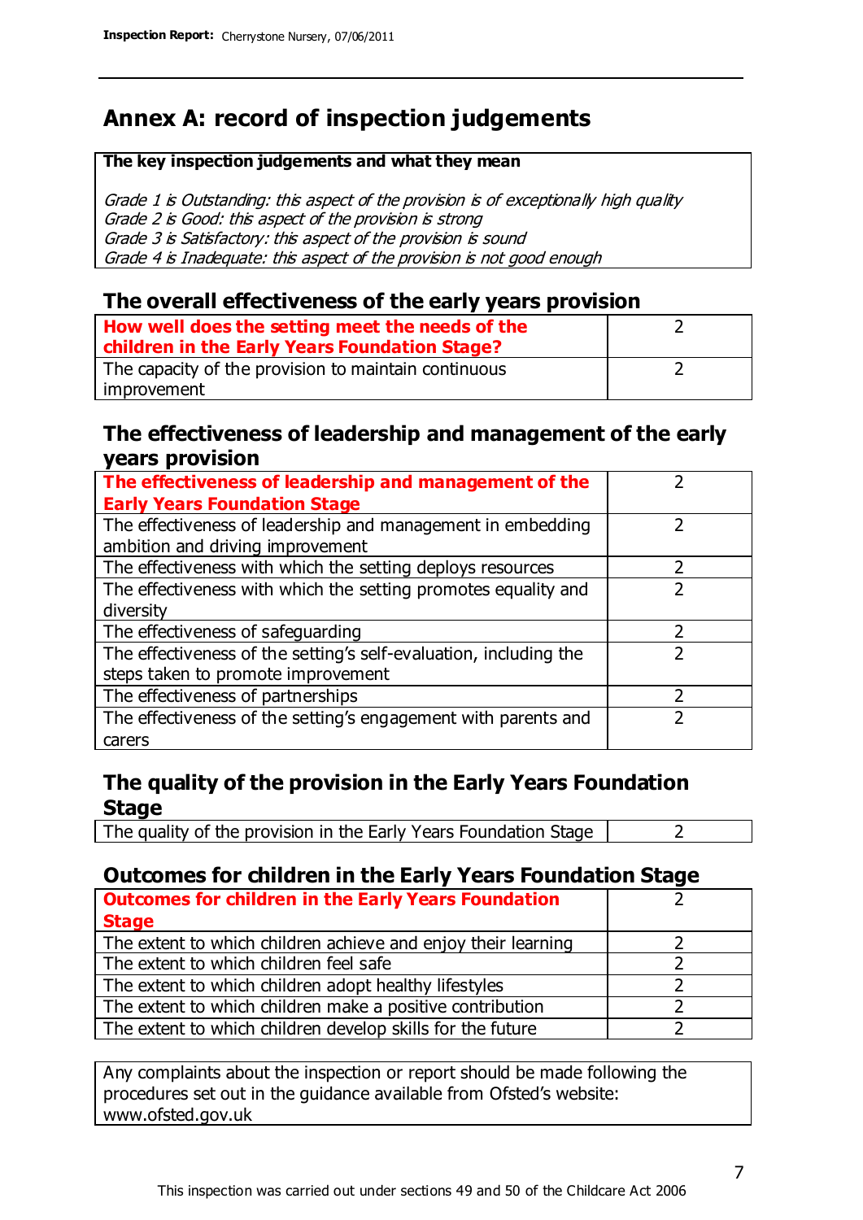# Annex A: record of inspection judgements

**The key inspection judgements and what they mean**

*Grade 1 is Outstanding: this aspect of the provision is of exceptionally high quality*
*Grade 2 is Good: this aspect of the provision is strong*
*Grade 3 is Satisfactory: this aspect of the provision is sound*
*Grade 4 is Inadequate: this aspect of the provision is not good enough*

## The overall effectiveness of the early years provision

| | |
|---|---|
| **How well does the setting meet the needs of the children in the Early Years Foundation Stage?** | 2 |
| The capacity of the provision to maintain continuous improvement | 2 |

## The effectiveness of leadership and management of the early years provision

| | |
|---|---|
| **The effectiveness of leadership and management of the Early Years Foundation Stage** | 2 |
| The effectiveness of leadership and management in embedding ambition and driving improvement | 2 |
| The effectiveness with which the setting deploys resources | 2 |
| The effectiveness with which the setting promotes equality and diversity | 2 |
| The effectiveness of safeguarding | 2 |
| The effectiveness of the setting's self-evaluation, including the steps taken to promote improvement | 2 |
| The effectiveness of partnerships | 2 |
| The effectiveness of the setting's engagement with parents and carers | 2 |

## The quality of the provision in the Early Years Foundation Stage

| | |
|---|---|
| The quality of the provision in the Early Years Foundation Stage | 2 |

## Outcomes for children in the Early Years Foundation Stage

| | |
|---|---|
| **Outcomes for children in the Early Years Foundation Stage** | 2 |
| The extent to which children achieve and enjoy their learning | 2 |
| The extent to which children feel safe | 2 |
| The extent to which children adopt healthy lifestyles | 2 |
| The extent to which children make a positive contribution | 2 |
| The extent to which children develop skills for the future | 2 |

Any complaints about the inspection or report should be made following the procedures set out in the guidance available from Ofsted's website: www.ofsted.gov.uk

This inspection was carried out under sections 49 and 50 of the Childcare Act 2006